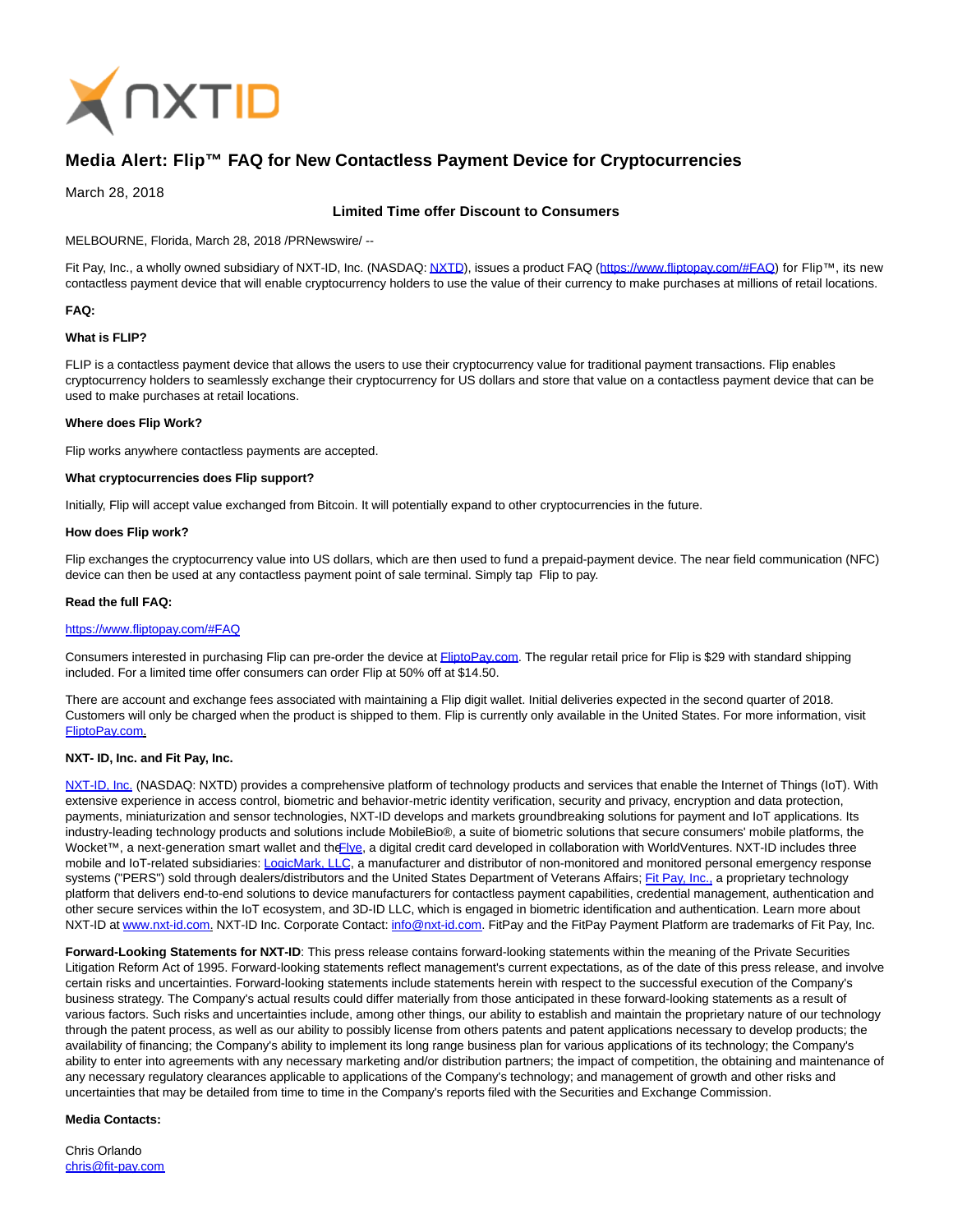NXTID

# Media Alert: Flip™ FAQ for New Contactless Payment Device for Cryptocurrencies

March 28, 2018

**Limited Time offer Discount to Consumers**

MELBOURNE, Florida, March 28, 2018 /PRNewswire/ --

Fit Pay, Inc., a wholly owned subsidiary of NXT-ID, Inc. (NASDAQ: NXTD), issues a product FAQ (https://www.fliptopay.com/#FAQ) for Flip™, its new contactless payment device that will enable cryptocurrency holders to use the value of their currency to make purchases at millions of retail locations.

**FAQ:**

**What is FLIP?**

FLIP is a contactless payment device that allows the users to use their cryptocurrency value for traditional payment transactions. Flip enables cryptocurrency holders to seamlessly exchange their cryptocurrency for US dollars and store that value on a contactless payment device that can be used to make purchases at retail locations.

**Where does Flip Work?**

Flip works anywhere contactless payments are accepted.

**What cryptocurrencies does Flip support?**

Initially, Flip will accept value exchanged from Bitcoin. It will potentially expand to other cryptocurrencies in the future.

**How does Flip work?**

Flip exchanges the cryptocurrency value into US dollars, which are then used to fund a prepaid-payment device. The near field communication (NFC) device can then be used at any contactless payment point of sale terminal. Simply tap Flip to pay.

**Read the full FAQ:**

https://www.fliptopay.com/#FAQ

Consumers interested in purchasing Flip can pre-order the device at FliptoPay.com. The regular retail price for Flip is $29 with standard shipping included. For a limited time offer consumers can order Flip at 50% off at $14.50.

There are account and exchange fees associated with maintaining a Flip digit wallet. Initial deliveries expected in the second quarter of 2018. Customers will only be charged when the product is shipped to them. Flip is currently only available in the United States. For more information, visit FliptoPay.com.

**NXT- ID, Inc. and Fit Pay, Inc.**

NXT-ID, Inc. (NASDAQ: NXTD) provides a comprehensive platform of technology products and services that enable the Internet of Things (IoT). With extensive experience in access control, biometric and behavior-metric identity verification, security and privacy, encryption and data protection, payments, miniaturization and sensor technologies, NXT-ID develops and markets groundbreaking solutions for payment and IoT applications. Its industry-leading technology products and solutions include MobileBio®, a suite of biometric solutions that secure consumers' mobile platforms, the Wocket™, a next-generation smart wallet and the Flye, a digital credit card developed in collaboration with WorldVentures. NXT-ID includes three mobile and IoT-related subsidiaries: LogicMark, LLC, a manufacturer and distributor of non-monitored and monitored personal emergency response systems ("PERS") sold through dealers/distributors and the United States Department of Veterans Affairs; Fit Pay, Inc., a proprietary technology platform that delivers end-to-end solutions to device manufacturers for contactless payment capabilities, credential management, authentication and other secure services within the IoT ecosystem, and 3D-ID LLC, which is engaged in biometric identification and authentication. Learn more about NXT-ID at www.nxt-id.com. NXT-ID Inc. Corporate Contact: info@nxt-id.com. FitPay and the FitPay Payment Platform are trademarks of Fit Pay, Inc.

**Forward-Looking Statements for NXT-ID**: This press release contains forward-looking statements within the meaning of the Private Securities Litigation Reform Act of 1995. Forward-looking statements reflect management's current expectations, as of the date of this press release, and involve certain risks and uncertainties. Forward-looking statements include statements herein with respect to the successful execution of the Company's business strategy. The Company's actual results could differ materially from those anticipated in these forward-looking statements as a result of various factors. Such risks and uncertainties include, among other things, our ability to establish and maintain the proprietary nature of our technology through the patent process, as well as our ability to possibly license from others patents and patent applications necessary to develop products; the availability of financing; the Company's ability to implement its long range business plan for various applications of its technology; the Company's ability to enter into agreements with any necessary marketing and/or distribution partners; the impact of competition, the obtaining and maintenance of any necessary regulatory clearances applicable to applications of the Company's technology; and management of growth and other risks and uncertainties that may be detailed from time to time in the Company's reports filed with the Securities and Exchange Commission.

**Media Contacts:**

Chris Orlando
chris@fit-pay.com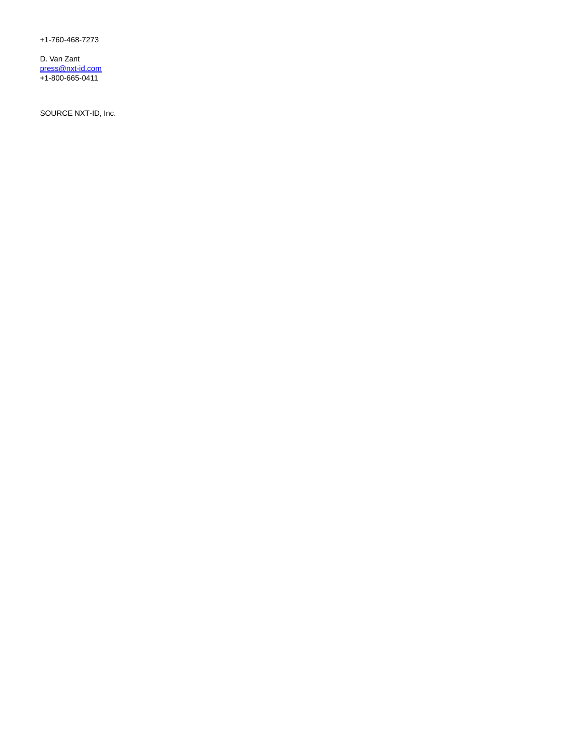+1-760-468-7273

D. Van Zant
press@nxt-id.com
+1-800-665-0411

SOURCE NXT-ID, Inc.